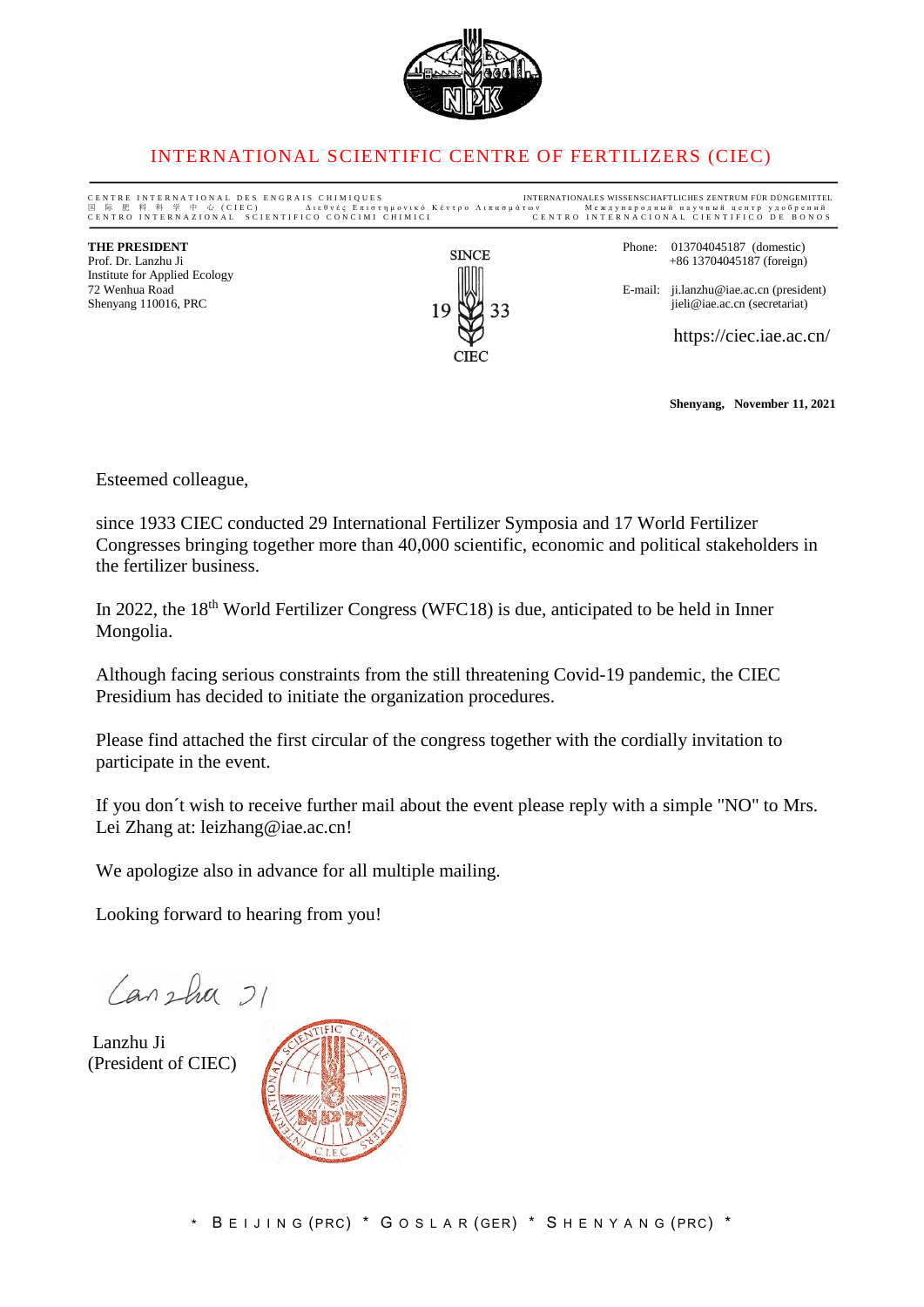# INTERNATIONAL SCIENTIFIC CENTRE OF FERTILIZERS (CIEC)

CENTRE INTERNATIONAL DES ENGRAIS CHIMIQUES
国际肥料科学中心 (CIEC)
Διεθνές Επιστημονικό Κέντρο Λιπασμάτων
CENTRO INTERNAZIONAL SCIENTIFICO CONCIMI CHIMICI

INTERNATIONALES WISSENSCHAFTLICHES ZENTRUM FÜR DÜNGEMITTEL
Международный научный центр удобрений
CENTRO INTERNACIONAL CIENTIFICO DE BONOS

**THE PRESIDENT**
Prof. Dr. Lanzhu Ji
Institute for Applied Ecology
72 Wenhua Road
Shenyang 110016, PRC

SINCE 1933 CIEC

Phone: 013704045187 (domestic)
+86 13704045187 (foreign)

E-mail: ji.lanzhu@iae.ac.cn (president)
jieli@iae.ac.cn (secretariat)

https://ciec.iae.ac.cn/

**Shenyang, November 11, 2021**

Esteemed colleague,

since 1933 CIEC conducted 29 International Fertilizer Symposia and 17 World Fertilizer Congresses bringing together more than 40,000 scientific, economic and political stakeholders in the fertilizer business.

In 2022, the 18th World Fertilizer Congress (WFC18) is due, anticipated to be held in Inner Mongolia.

Although facing serious constraints from the still threatening Covid-19 pandemic, the CIEC Presidium has decided to initiate the organization procedures.

Please find attached the first circular of the congress together with the cordially invitation to participate in the event.

If you don´t wish to receive further mail about the event please reply with a simple "NO" to Mrs. Lei Zhang at: leizhang@iae.ac.cn!

We apologize also in advance for all multiple mailing.

Looking forward to hearing from you!

Lanzhu Ji
(President of CIEC)

* BEIJING (PRC) * GOSLAR (GER) * SHENYANG (PRC) *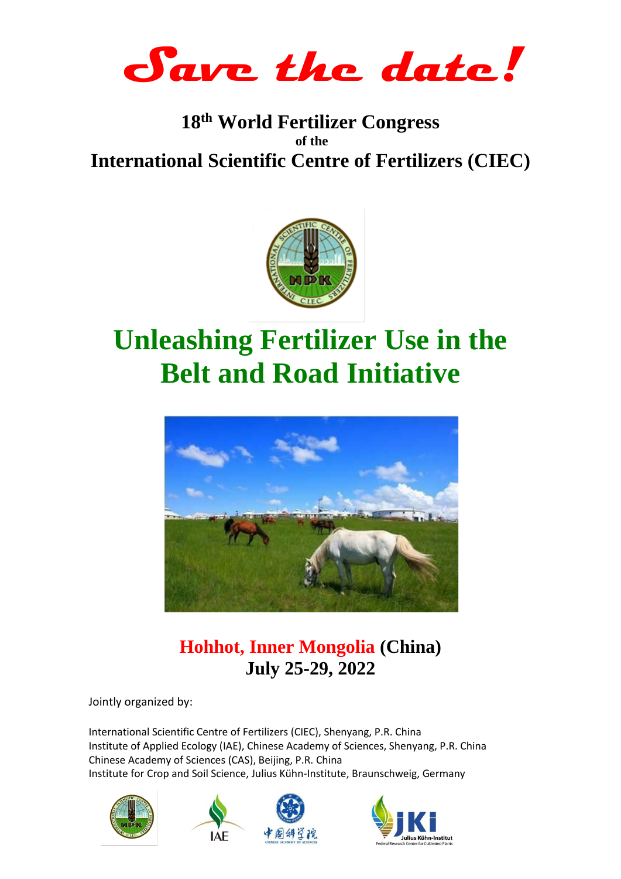# Save the date!

## 18th World Fertilizer Congress

**of the**

## International Scientific Centre of Fertilizers (CIEC)

# Unleashing Fertilizer Use in the Belt and Road Initiative

## Hohhot, Inner Mongolia (China)

## July 25-29, 2022

Jointly organized by:

International Scientific Centre of Fertilizers (CIEC), Shenyang, P.R. China
Institute of Applied Ecology (IAE), Chinese Academy of Sciences, Shenyang, P.R. China
Chinese Academy of Sciences (CAS), Beijing, P.R. China
Institute for Crop and Soil Science, Julius Kühn-Institute, Braunschweig, Germany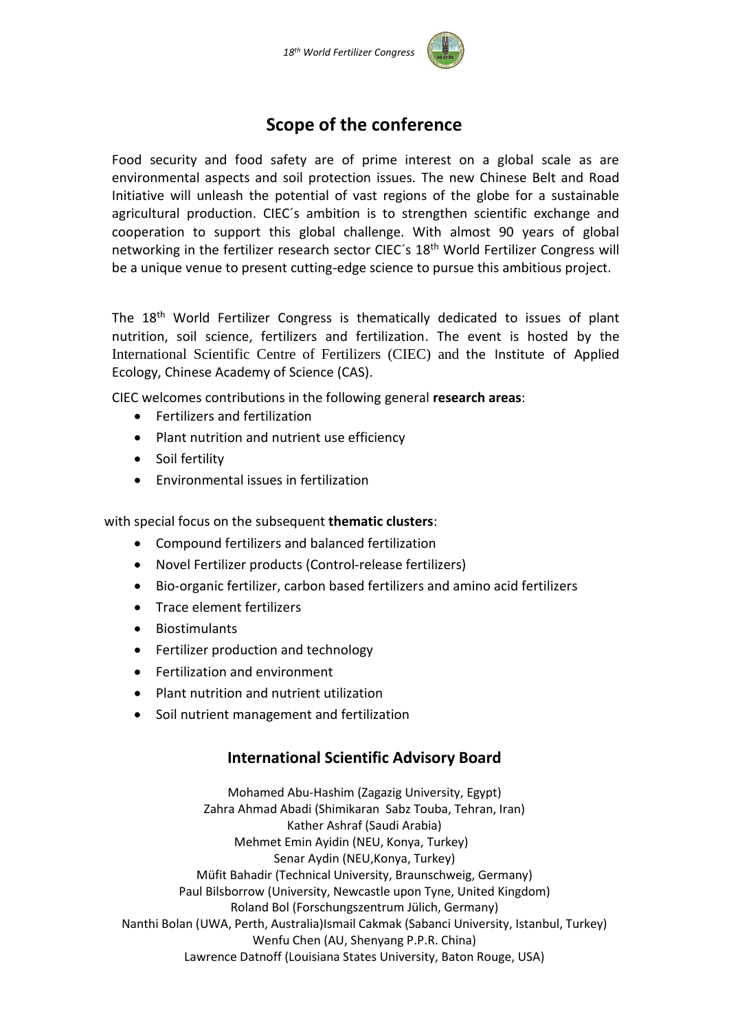## Scope of the conference

Food security and food safety are of prime interest on a global scale as are environmental aspects and soil protection issues. The new Chinese Belt and Road Initiative will unleash the potential of vast regions of the globe for a sustainable agricultural production. CIEC´s ambition is to strengthen scientific exchange and cooperation to support this global challenge. With almost 90 years of global networking in the fertilizer research sector CIEC´s 18th World Fertilizer Congress will be a unique venue to present cutting-edge science to pursue this ambitious project.

The 18th World Fertilizer Congress is thematically dedicated to issues of plant nutrition, soil science, fertilizers and fertilization. The event is hosted by the International Scientific Centre of Fertilizers (CIEC) and the Institute of Applied Ecology, Chinese Academy of Science (CAS).

CIEC welcomes contributions in the following general **research areas**:

- Fertilizers and fertilization
- Plant nutrition and nutrient use efficiency
- Soil fertility
- Environmental issues in fertilization

with special focus on the subsequent **thematic clusters**:

- Compound fertilizers and balanced fertilization
- Novel Fertilizer products (Control-release fertilizers)
- Bio-organic fertilizer, carbon based fertilizers and amino acid fertilizers
- Trace element fertilizers
- Biostimulants
- Fertilizer production and technology
- Fertilization and environment
- Plant nutrition and nutrient utilization
- Soil nutrient management and fertilization

## International Scientific Advisory Board

Mohamed Abu-Hashim (Zagazig University, Egypt)
Zahra Ahmad Abadi (Shimikaran Sabz Touba, Tehran, Iran)
Kather Ashraf (Saudi Arabia)
Mehmet Emin Ayidin (NEU, Konya, Turkey)
Senar Aydin (NEU,Konya, Turkey)
Müfit Bahadir (Technical University, Braunschweig, Germany)
Paul Bilsborrow (University, Newcastle upon Tyne, United Kingdom)
Roland Bol (Forschungszentrum Jülich, Germany)
Nanthi Bolan (UWA, Perth, Australia)Ismail Cakmak (Sabanci University, Istanbul, Turkey)
Wenfu Chen (AU, Shenyang P.P.R. China)
Lawrence Datnoff (Louisiana States University, Baton Rouge, USA)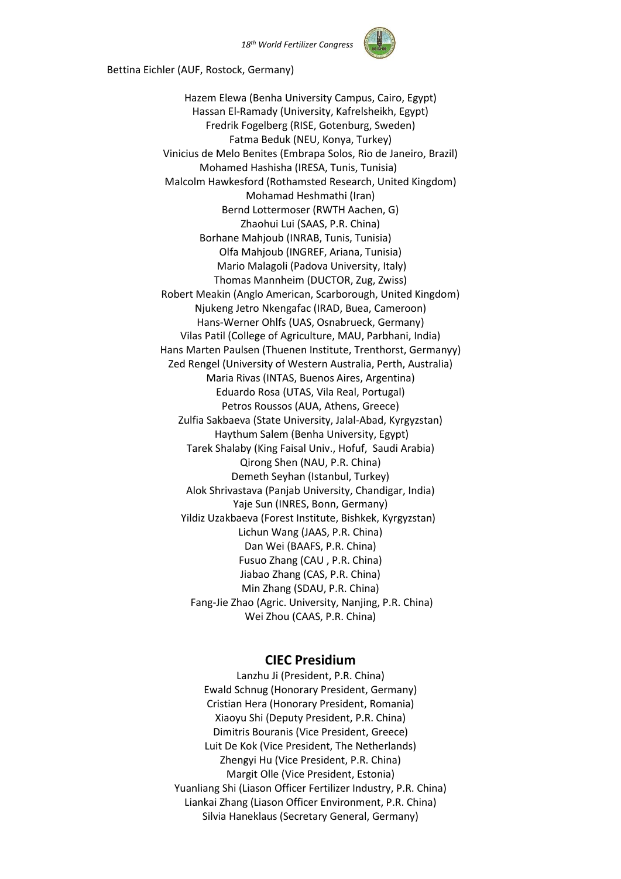Bettina Eichler (AUF, Rostock, Germany)

Hazem Elewa (Benha University Campus, Cairo, Egypt)
Hassan El-Ramady (University, Kafrelsheikh, Egypt)
Fredrik Fogelberg (RISE, Gotenburg, Sweden)
Fatma Beduk (NEU, Konya, Turkey)
Vinicius de Melo Benites (Embrapa Solos, Rio de Janeiro, Brazil)
Mohamed Hashisha (IRESA, Tunis, Tunisia)
Malcolm Hawkesford (Rothamsted Research, United Kingdom)
Mohamad Heshmathi (Iran)
Bernd Lottermoser (RWTH Aachen, G)
Zhaohui Lui (SAAS, P.R. China)
Borhane Mahjoub (INRAB, Tunis, Tunisia)
Olfa Mahjoub (INGREF, Ariana, Tunisia)
Mario Malagoli (Padova University, Italy)
Thomas Mannheim (DUCTOR, Zug, Zwiss)
Robert Meakin (Anglo American, Scarborough, United Kingdom)
Njukeng Jetro Nkengafac (IRAD, Buea, Cameroon)
Hans-Werner Ohlfs (UAS, Osnabrueck, Germany)
Vilas Patil (College of Agriculture, MAU, Parbhani, India)
Hans Marten Paulsen (Thuenen Institute, Trenthorst, Germanyy)
Zed Rengel (University of Western Australia, Perth, Australia)
Maria Rivas (INTAS, Buenos Aires, Argentina)
Eduardo Rosa (UTAS, Vila Real, Portugal)
Petros Roussos (AUA, Athens, Greece)
Zulfia Sakbaeva (State University, Jalal-Abad, Kyrgyzstan)
Haythum Salem (Benha University, Egypt)
Tarek Shalaby (King Faisal Univ., Hofuf, Saudi Arabia)
Qirong Shen (NAU, P.R. China)
Demeth Seyhan (Istanbul, Turkey)
Alok Shrivastava (Panjab University, Chandigar, India)
Yaje Sun (INRES, Bonn, Germany)
Yildiz Uzakbaeva (Forest Institute, Bishkek, Kyrgyzstan)
Lichun Wang (JAAS, P.R. China)
Dan Wei (BAAFS, P.R. China)
Fusuo Zhang (CAU , P.R. China)
Jiabao Zhang (CAS, P.R. China)
Min Zhang (SDAU, P.R. China)
Fang-Jie Zhao (Agric. University, Nanjing, P.R. China)
Wei Zhou (CAAS, P.R. China)

## CIEC Presidium

Lanzhu Ji (President, P.R. China)
Ewald Schnug (Honorary President, Germany)
Cristian Hera (Honorary President, Romania)
Xiaoyu Shi (Deputy President, P.R. China)
Dimitris Bouranis (Vice President, Greece)
Luit De Kok (Vice President, The Netherlands)
Zhengyi Hu (Vice President, P.R. China)
Margit Olle (Vice President, Estonia)
Yuanliang Shi (Liason Officer Fertilizer Industry, P.R. China)
Liankai Zhang (Liason Officer Environment, P.R. China)
Silvia Haneklaus (Secretary General, Germany)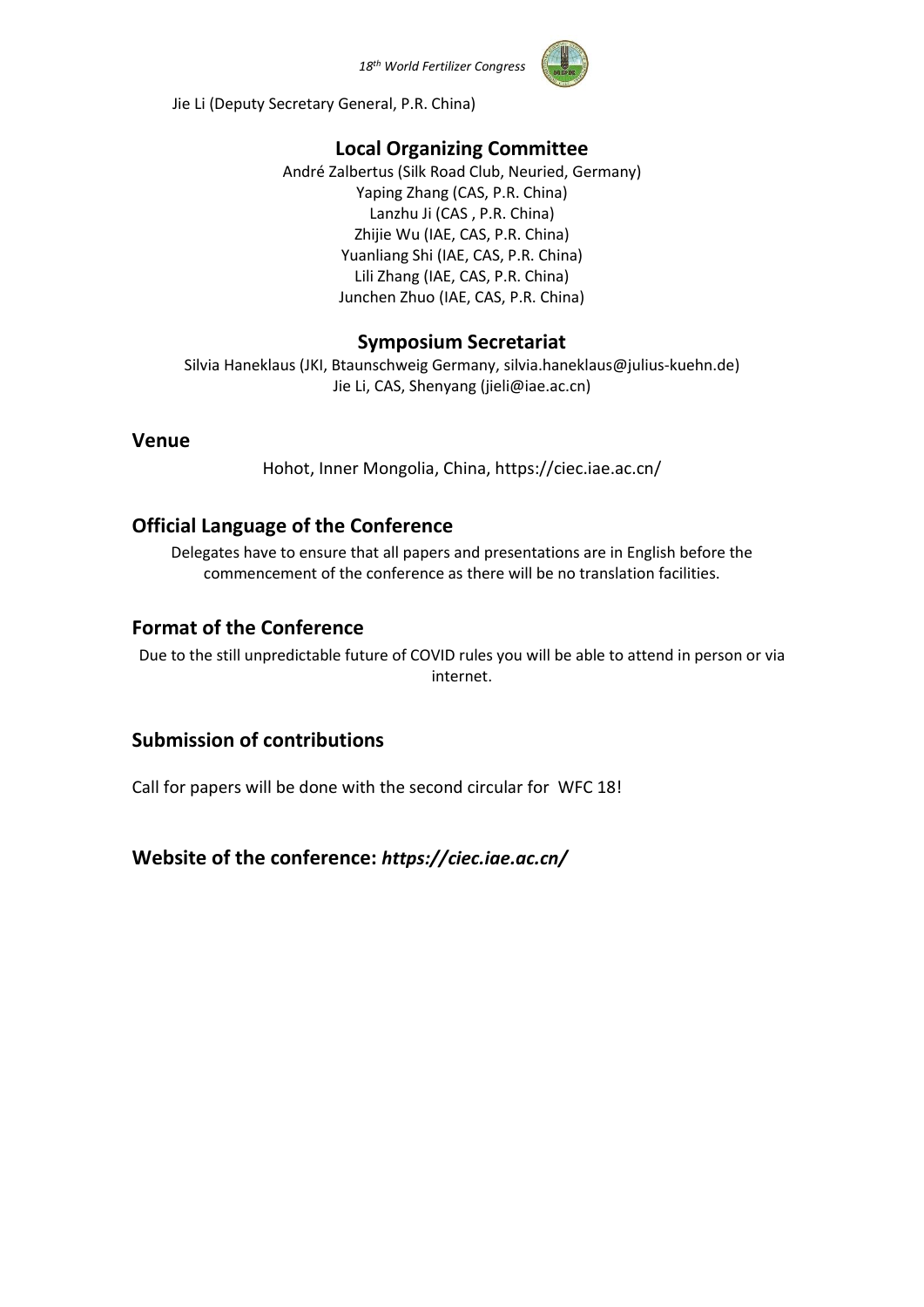Jie Li (Deputy Secretary General, P.R. China)

## Local Organizing Committee

André Zalbertus (Silk Road Club, Neuried, Germany)
Yaping Zhang (CAS, P.R. China)
Lanzhu Ji (CAS , P.R. China)
Zhijie Wu (IAE, CAS, P.R. China)
Yuanliang Shi (IAE, CAS, P.R. China)
Lili Zhang (IAE, CAS, P.R. China)
Junchen Zhuo (IAE, CAS, P.R. China)

## Symposium Secretariat

Silvia Haneklaus (JKI, Btaunschweig Germany, silvia.haneklaus@julius-kuehn.de)
Jie Li, CAS, Shenyang (jieli@iae.ac.cn)

## Venue

Hohot, Inner Mongolia, China, https://ciec.iae.ac.cn/

## Official Language of the Conference

Delegates have to ensure that all papers and presentations are in English before the commencement of the conference as there will be no translation facilities.

## Format of the Conference

Due to the still unpredictable future of COVID rules you will be able to attend in person or via internet.

## Submission of contributions

Call for papers will be done with the second circular for WFC 18!

## Website of the conference: *https://ciec.iae.ac.cn/*